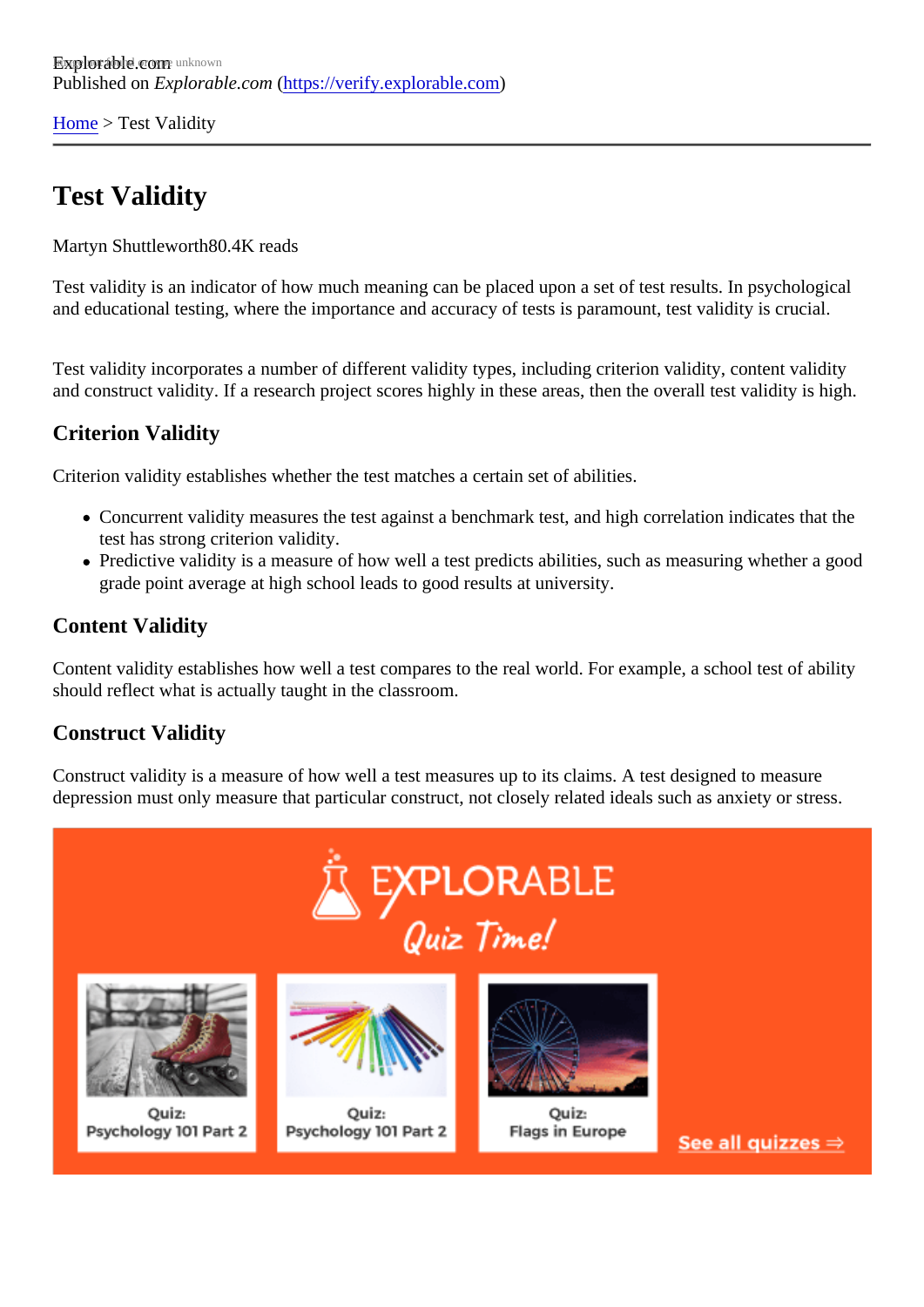Explorable.com
Published on *Explorable.com* (https://verify.explorable.com)

Home > Test Validity

# Test Validity

Martyn Shuttleworth80.4K reads

Test validity is an indicator of how much meaning can be placed upon a set of test results. In psychological and educational testing, where the importance and accuracy of tests is paramount, test validity is crucial.

Test validity incorporates a number of different validity types, including criterion validity, content validity and construct validity. If a research project scores highly in these areas, then the overall test validity is high.

## Criterion Validity

Criterion validity establishes whether the test matches a certain set of abilities.

- Concurrent validity measures the test against a benchmark test, and high correlation indicates that the test has strong criterion validity.
- Predictive validity is a measure of how well a test predicts abilities, such as measuring whether a good grade point average at high school leads to good results at university.

## Content Validity

Content validity establishes how well a test compares to the real world. For example, a school test of ability should reflect what is actually taught in the classroom.

## Construct Validity

Construct validity is a measure of how well a test measures up to its claims. A test designed to measure depression must only measure that particular construct, not closely related ideals such as anxiety or stress.

EXPLORABLE
Quiz Time!

Quiz: Psychology 101 Part 2

Quiz: Psychology 101 Part 2

Quiz: Flags in Europe

See all quizzes ⇒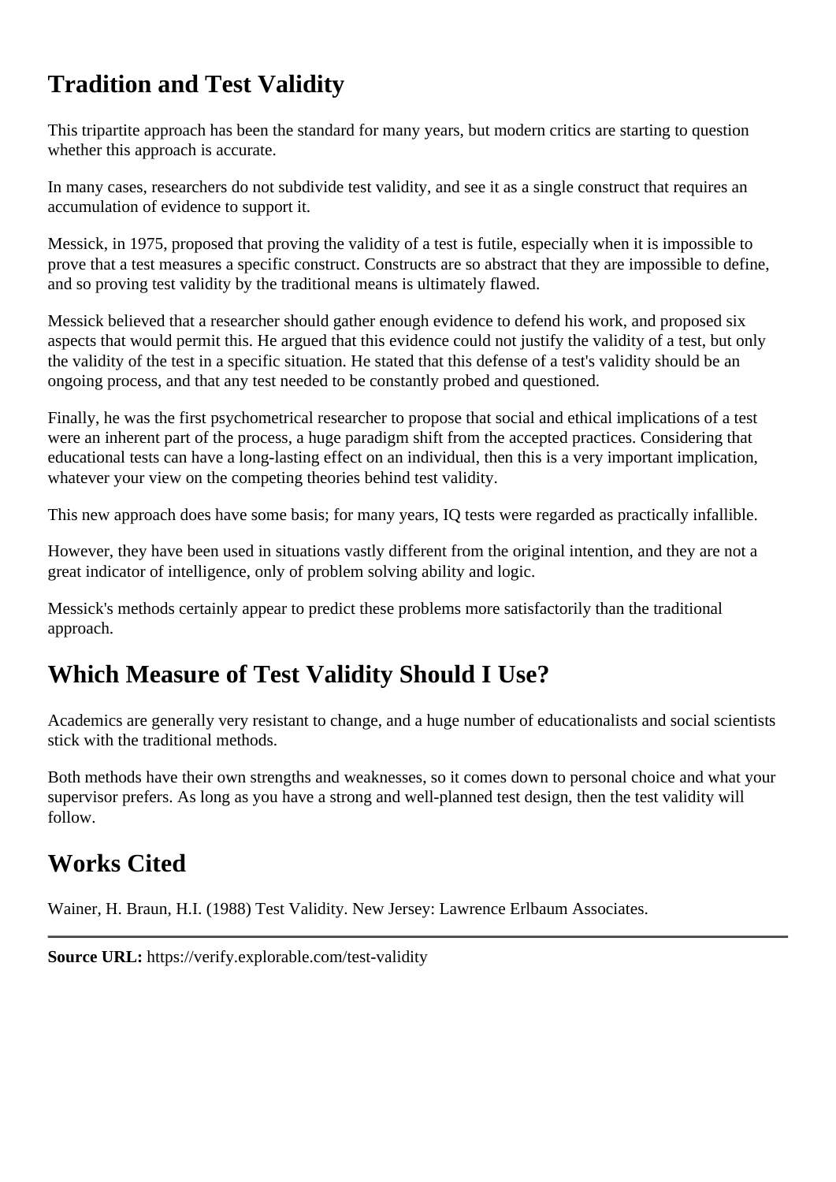## Tradition and Test Validity

This tripartite approach has been the standard for many years, but modern critics are starting to question whether this approach is accurate.

In many cases, researchers do not subdivide test validity, and see it as a single construct that requires an accumulation of evidence to support it.

Messick, in 1975, proposed that proving the validity of a test is futile, especially when it is impossible to prove that a test measures a specific construct. Constructs are so abstract that they are impossible to define, and so proving test validity by the traditional means is ultimately flawed.

Messick believed that a researcher should gather enough evidence to defend his work, and proposed six aspects that would permit this. He argued that this evidence could not justify the validity of a test, but only the validity of the test in a specific situation. He stated that this defense of a test's validity should be an ongoing process, and that any test needed to be constantly probed and questioned.

Finally, he was the first psychometrical researcher to propose that social and ethical implications of a test were an inherent part of the process, a huge paradigm shift from the accepted practices. Considering that educational tests can have a long-lasting effect on an individual, then this is a very important implication, whatever your view on the competing theories behind test validity.

This new approach does have some basis; for many years, IQ tests were regarded as practically infallible.

However, they have been used in situations vastly different from the original intention, and they are not a great indicator of intelligence, only of problem solving ability and logic.

Messick's methods certainly appear to predict these problems more satisfactorily than the traditional approach.

## Which Measure of Test Validity Should I Use?

Academics are generally very resistant to change, and a huge number of educationalists and social scientists stick with the traditional methods.

Both methods have their own strengths and weaknesses, so it comes down to personal choice and what your supervisor prefers. As long as you have a strong and well-planned test design, then the test validity will follow.

## Works Cited

Wainer, H. Braun, H.I. (1988) Test Validity. New Jersey: Lawrence Erlbaum Associates.

---

**Source URL:** https://verify.explorable.com/test-validity